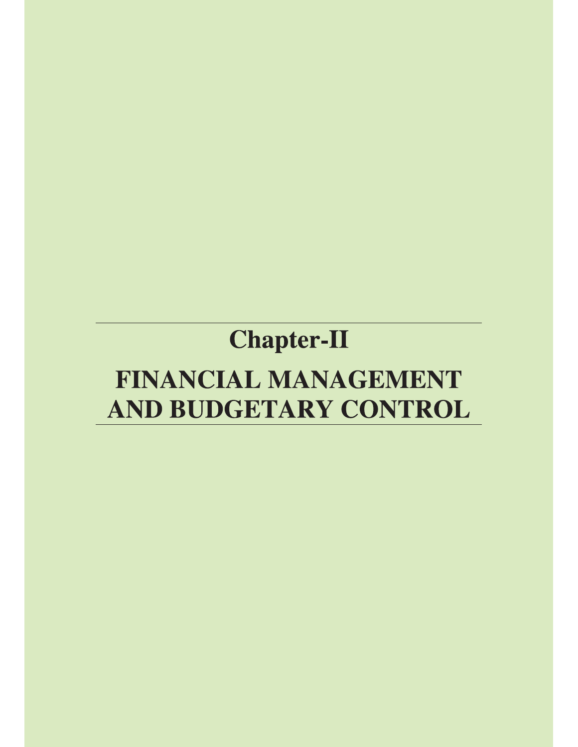# Chapter-II

# FINANCIAL MANAGEMENT AND BUDGETARY CONTROL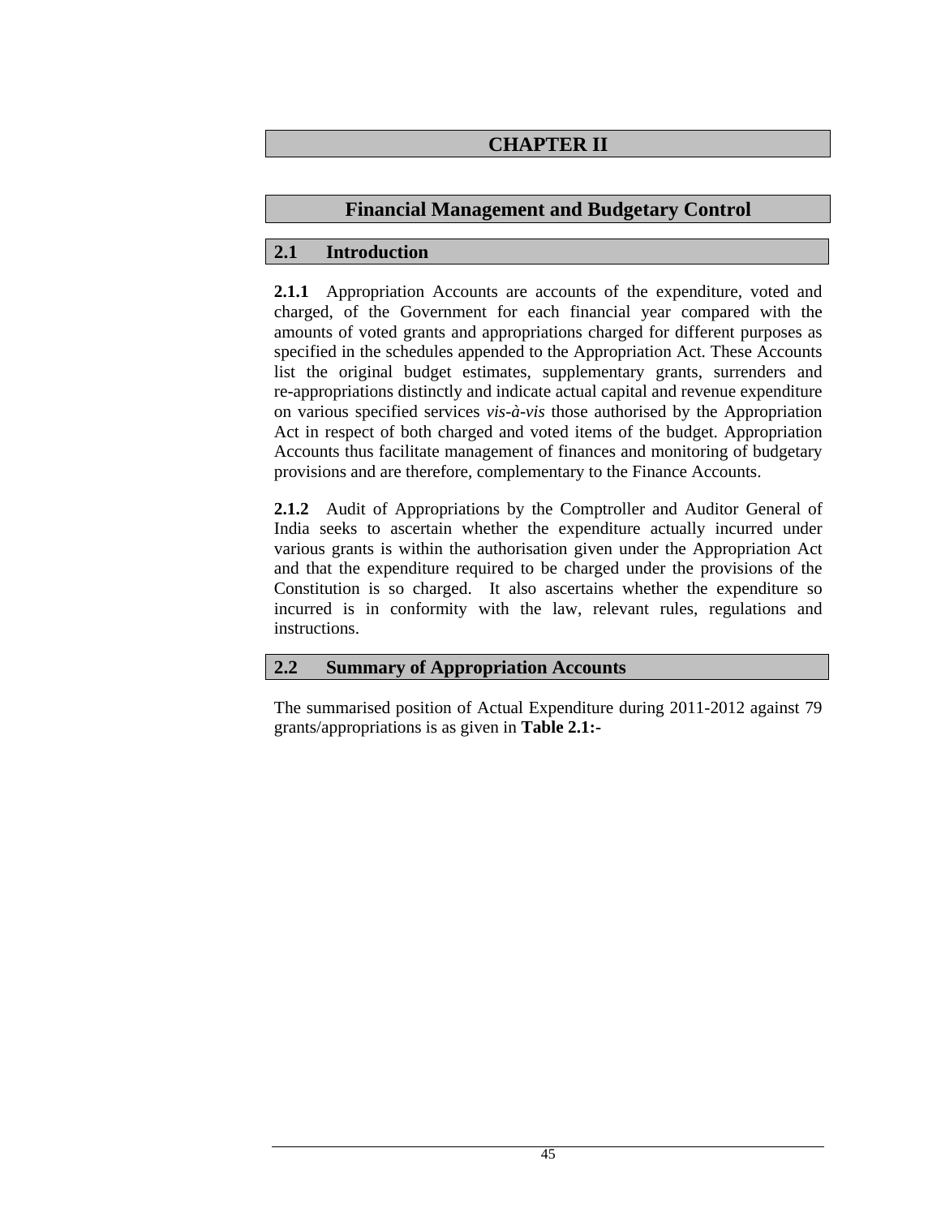# CHAPTER II

## Financial Management and Budgetary Control

### 2.1 Introduction

**2.1.1** Appropriation Accounts are accounts of the expenditure, voted and charged, of the Government for each financial year compared with the amounts of voted grants and appropriations charged for different purposes as specified in the schedules appended to the Appropriation Act. These Accounts list the original budget estimates, supplementary grants, surrenders and re-appropriations distinctly and indicate actual capital and revenue expenditure on various specified services *vis-à-vis* those authorised by the Appropriation Act in respect of both charged and voted items of the budget. Appropriation Accounts thus facilitate management of finances and monitoring of budgetary provisions and are therefore, complementary to the Finance Accounts.

**2.1.2** Audit of Appropriations by the Comptroller and Auditor General of India seeks to ascertain whether the expenditure actually incurred under various grants is within the authorisation given under the Appropriation Act and that the expenditure required to be charged under the provisions of the Constitution is so charged. It also ascertains whether the expenditure so incurred is in conformity with the law, relevant rules, regulations and instructions.

### 2.2 Summary of Appropriation Accounts

The summarised position of Actual Expenditure during 2011-2012 against 79 grants/appropriations is as given in **Table 2.1:-**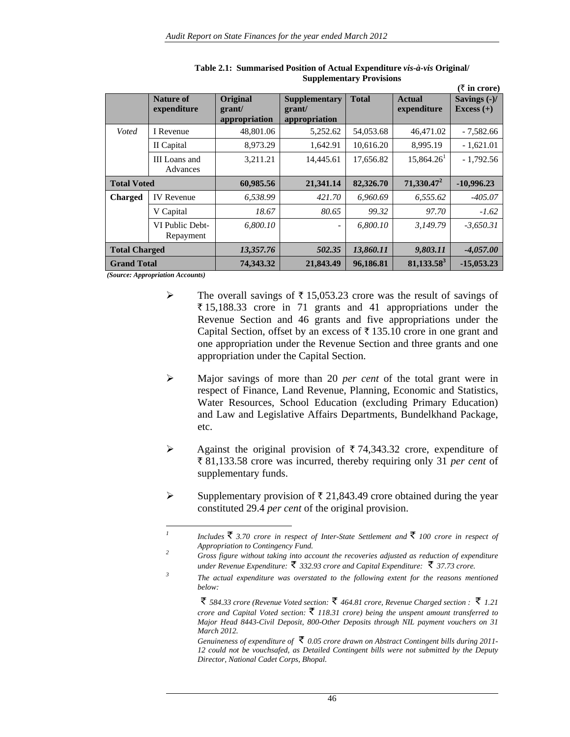**Table 2.1: Summarised Position of Actual Expenditure *vis-à-vis* Original/ Supplementary Provisions**

(₹ in crore)

| | Nature of expenditure | Original grant/ appropriation | Supplementary grant/ appropriation | Total | Actual expenditure | Savings (-)/ Excess (+) |
|---|---|---|---|---|---|---|
| *Voted* | I Revenue | 48,801.06 | 5,252.62 | 54,053.68 | 46,471.02 | - 7,582.66 |
| | II Capital | 8,973.29 | 1,642.91 | 10,616.20 | 8,995.19 | - 1,621.01 |
| | III Loans and Advances | 3,211.21 | 14,445.61 | 17,656.82 | 15,864.26[1] | - 1,792.56 |
| **Total Voted** | | **60,985.56** | **21,341.14** | **82,326.70** | **71,330.47[2]** | **-10,996.23** |
| **Charged** | IV Revenue | *6,538.99* | *421.70* | *6,960.69* | *6,555.62* | *-405.07* |
| | V Capital | *18.67* | *80.65* | *99.32* | *97.70* | *-1.62* |
| | VI Public Debt-Repayment | *6,800.10* | - | *6,800.10* | *3,149.79* | *-3,650.31* |
| **Total Charged** | | ***13,357.76*** | ***502.35*** | ***13,860.11*** | ***9,803.11*** | ***-4,057.00*** |
| **Grand Total** | | **74,343.32** | **21,843.49** | **96,186.81** | **81,133.58[3]** | **-15,053.23** |

***(Source: Appropriation Accounts)***

- The overall savings of ₹ 15,053.23 crore was the result of savings of ₹ 15,188.33 crore in 71 grants and 41 appropriations under the Revenue Section and 46 grants and five appropriations under the Capital Section, offset by an excess of ₹ 135.10 crore in one grant and one appropriation under the Revenue Section and three grants and one appropriation under the Capital Section.
- Major savings of more than 20 *per cent* of the total grant were in respect of Finance, Land Revenue, Planning, Economic and Statistics, Water Resources, School Education (excluding Primary Education) and Law and Legislative Affairs Departments, Bundelkhand Package, etc.
- Against the original provision of ₹ 74,343.32 crore, expenditure of ₹ 81,133.58 crore was incurred, thereby requiring only 31 *per cent* of supplementary funds.
- Supplementary provision of ₹ 21,843.49 crore obtained during the year constituted 29.4 *per cent* of the original provision.

---

[1] *Includes ₹ 3.70 crore in respect of Inter-State Settlement and ₹ 100 crore in respect of Appropriation to Contingency Fund.*

[2] *Gross figure without taking into account the recoveries adjusted as reduction of expenditure under Revenue Expenditure: ₹ 332.93 crore and Capital Expenditure: ₹ 37.73 crore.*

[3] *The actual expenditure was overstated to the following extent for the reasons mentioned below:*

*₹ 584.33 crore (Revenue Voted section: ₹ 464.81 crore, Revenue Charged section : ₹ 1.21 crore and Capital Voted section: ₹ 118.31 crore) being the unspent amount transferred to Major Head 8443-Civil Deposit, 800-Other Deposits through NIL payment vouchers on 31 March 2012.*

*Genuineness of expenditure of ₹ 0.05 crore drawn on Abstract Contingent bills during 2011-12 could not be vouchsafed, as Detailed Contingent bills were not submitted by the Deputy Director, National Cadet Corps, Bhopal.*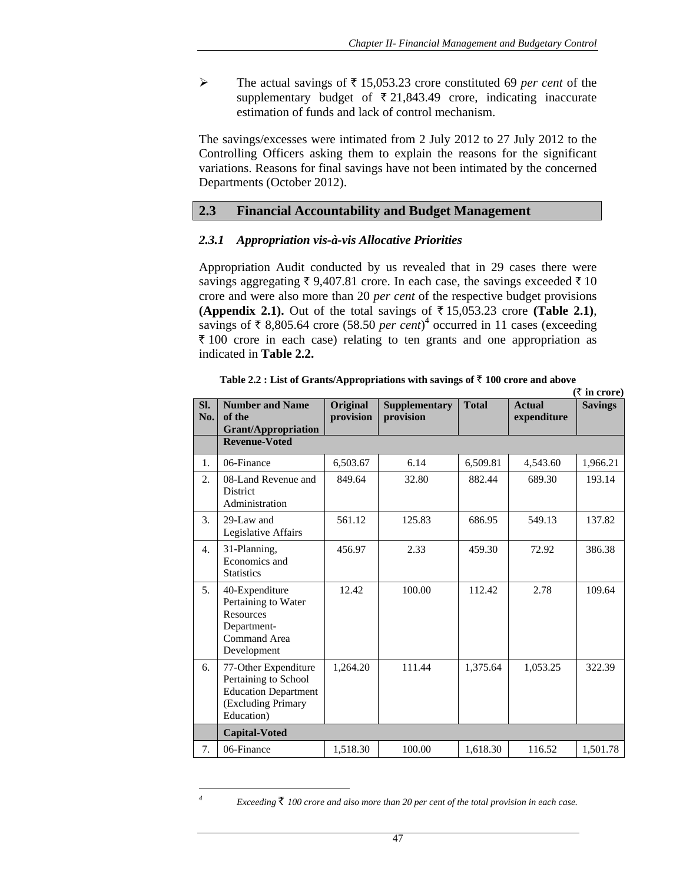- The actual savings of ₹ 15,053.23 crore constituted 69 *per cent* of the supplementary budget of ₹ 21,843.49 crore, indicating inaccurate estimation of funds and lack of control mechanism.

The savings/excesses were intimated from 2 July 2012 to 27 July 2012 to the Controlling Officers asking them to explain the reasons for the significant variations. Reasons for final savings have not been intimated by the concerned Departments (October 2012).

## 2.3 Financial Accountability and Budget Management

### *2.3.1 Appropriation vis-à-vis Allocative Priorities*

Appropriation Audit conducted by us revealed that in 29 cases there were savings aggregating ₹ 9,407.81 crore. In each case, the savings exceeded ₹ 10 crore and were also more than 20 *per cent* of the respective budget provisions **(Appendix 2.1).** Out of the total savings of ₹ 15,053.23 crore **(Table 2.1)**, savings of ₹ 8,805.64 crore (58.50 *per cent*)[4] occurred in 11 cases (exceeding ₹ 100 crore in each case) relating to ten grants and one appropriation as indicated in **Table 2.2.**

**Table 2.2 : List of Grants/Appropriations with savings of ₹ 100 crore and above**

**(₹ in crore)**

| Sl. No. | Number and Name of the Grant/Appropriation | Original provision | Supplementary provision | Total | Actual expenditure | Savings |
|---|---|---|---|---|---|---|
| | **Revenue-Voted** | | | | | |
| 1. | 06-Finance | 6,503.67 | 6.14 | 6,509.81 | 4,543.60 | 1,966.21 |
| 2. | 08-Land Revenue and District Administration | 849.64 | 32.80 | 882.44 | 689.30 | 193.14 |
| 3. | 29-Law and Legislative Affairs | 561.12 | 125.83 | 686.95 | 549.13 | 137.82 |
| 4. | 31-Planning, Economics and Statistics | 456.97 | 2.33 | 459.30 | 72.92 | 386.38 |
| 5. | 40-Expenditure Pertaining to Water Resources Department-Command Area Development | 12.42 | 100.00 | 112.42 | 2.78 | 109.64 |
| 6. | 77-Other Expenditure Pertaining to School Education Department (Excluding Primary Education) | 1,264.20 | 111.44 | 1,375.64 | 1,053.25 | 322.39 |
| | **Capital-Voted** | | | | | |
| 7. | 06-Finance | 1,518.30 | 100.00 | 1,618.30 | 116.52 | 1,501.78 |

[4] *Exceeding ₹ 100 crore and also more than 20 per cent of the total provision in each case.*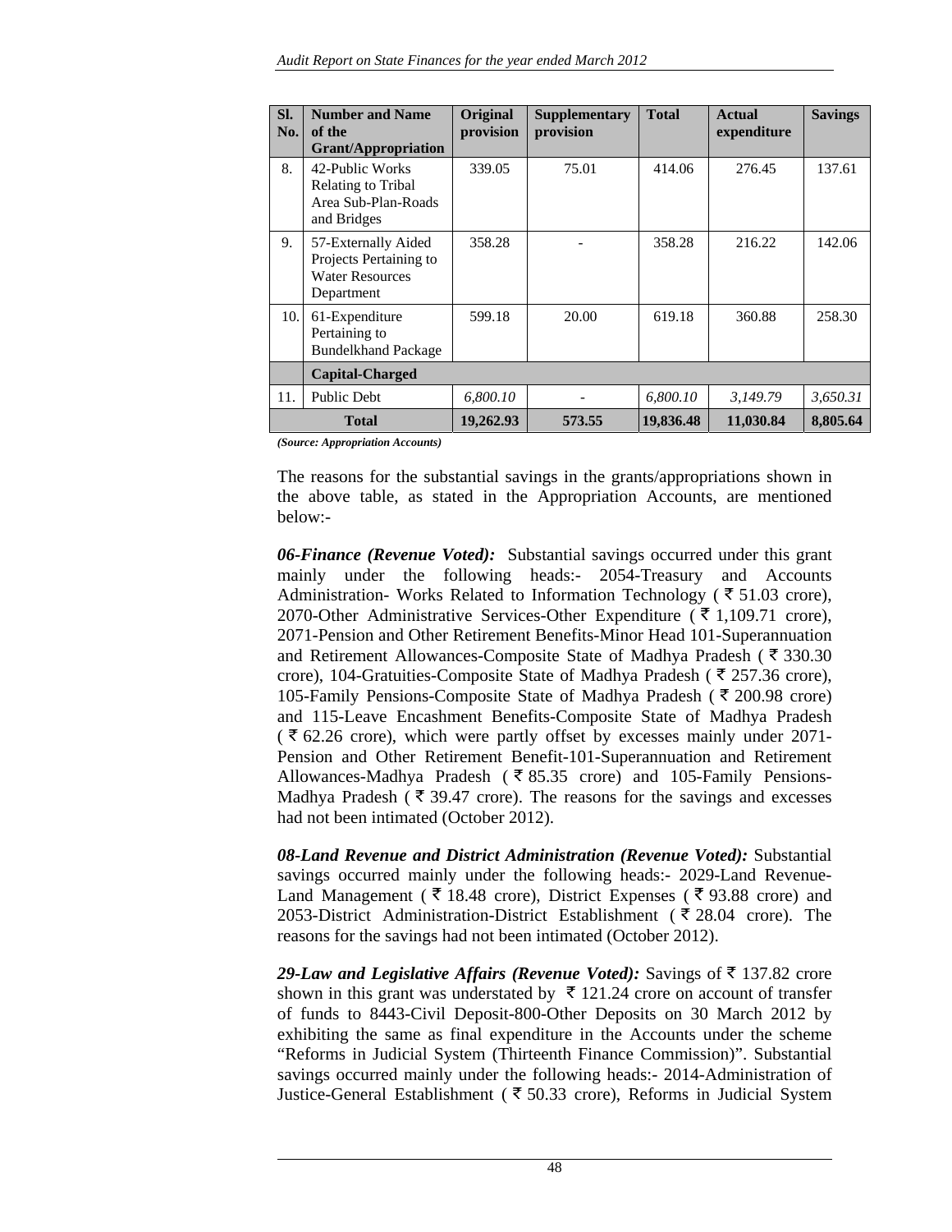| Sl. No. | Number and Name of the Grant/Appropriation | Original provision | Supplementary provision | Total | Actual expenditure | Savings |
|---|---|---|---|---|---|---|
| 8. | 42-Public Works Relating to Tribal Area Sub-Plan-Roads and Bridges | 339.05 | 75.01 | 414.06 | 276.45 | 137.61 |
| 9. | 57-Externally Aided Projects Pertaining to Water Resources Department | 358.28 | - | 358.28 | 216.22 | 142.06 |
| 10. | 61-Expenditure Pertaining to Bundelkhand Package | 599.18 | 20.00 | 619.18 | 360.88 | 258.30 |
| | **Capital-Charged** | | | | | |
| 11. | Public Debt | *6,800.10* | - | *6,800.10* | *3,149.79* | *3,650.31* |
| | **Total** | **19,262.93** | **573.55** | **19,836.48** | **11,030.84** | **8,805.64** |

***(Source: Appropriation Accounts)***

The reasons for the substantial savings in the grants/appropriations shown in the above table, as stated in the Appropriation Accounts, are mentioned below:-

***06-Finance (Revenue Voted):*** Substantial savings occurred under this grant mainly under the following heads:- 2054-Treasury and Accounts Administration- Works Related to Information Technology (₹ 51.03 crore), 2070-Other Administrative Services-Other Expenditure (₹ 1,109.71 crore), 2071-Pension and Other Retirement Benefits-Minor Head 101-Superannuation and Retirement Allowances-Composite State of Madhya Pradesh (₹ 330.30 crore), 104-Gratuities-Composite State of Madhya Pradesh (₹ 257.36 crore), 105-Family Pensions-Composite State of Madhya Pradesh (₹ 200.98 crore) and 115-Leave Encashment Benefits-Composite State of Madhya Pradesh (₹ 62.26 crore), which were partly offset by excesses mainly under 2071-Pension and Other Retirement Benefit-101-Superannuation and Retirement Allowances-Madhya Pradesh (₹ 85.35 crore) and 105-Family Pensions-Madhya Pradesh (₹ 39.47 crore). The reasons for the savings and excesses had not been intimated (October 2012).

***08-Land Revenue and District Administration (Revenue Voted):*** Substantial savings occurred mainly under the following heads:- 2029-Land Revenue-Land Management (₹ 18.48 crore), District Expenses (₹ 93.88 crore) and 2053-District Administration-District Establishment (₹ 28.04 crore). The reasons for the savings had not been intimated (October 2012).

***29-Law and Legislative Affairs (Revenue Voted):*** Savings of ₹ 137.82 crore shown in this grant was understated by ₹ 121.24 crore on account of transfer of funds to 8443-Civil Deposit-800-Other Deposits on 30 March 2012 by exhibiting the same as final expenditure in the Accounts under the scheme "Reforms in Judicial System (Thirteenth Finance Commission)". Substantial savings occurred mainly under the following heads:- 2014-Administration of Justice-General Establishment (₹ 50.33 crore), Reforms in Judicial System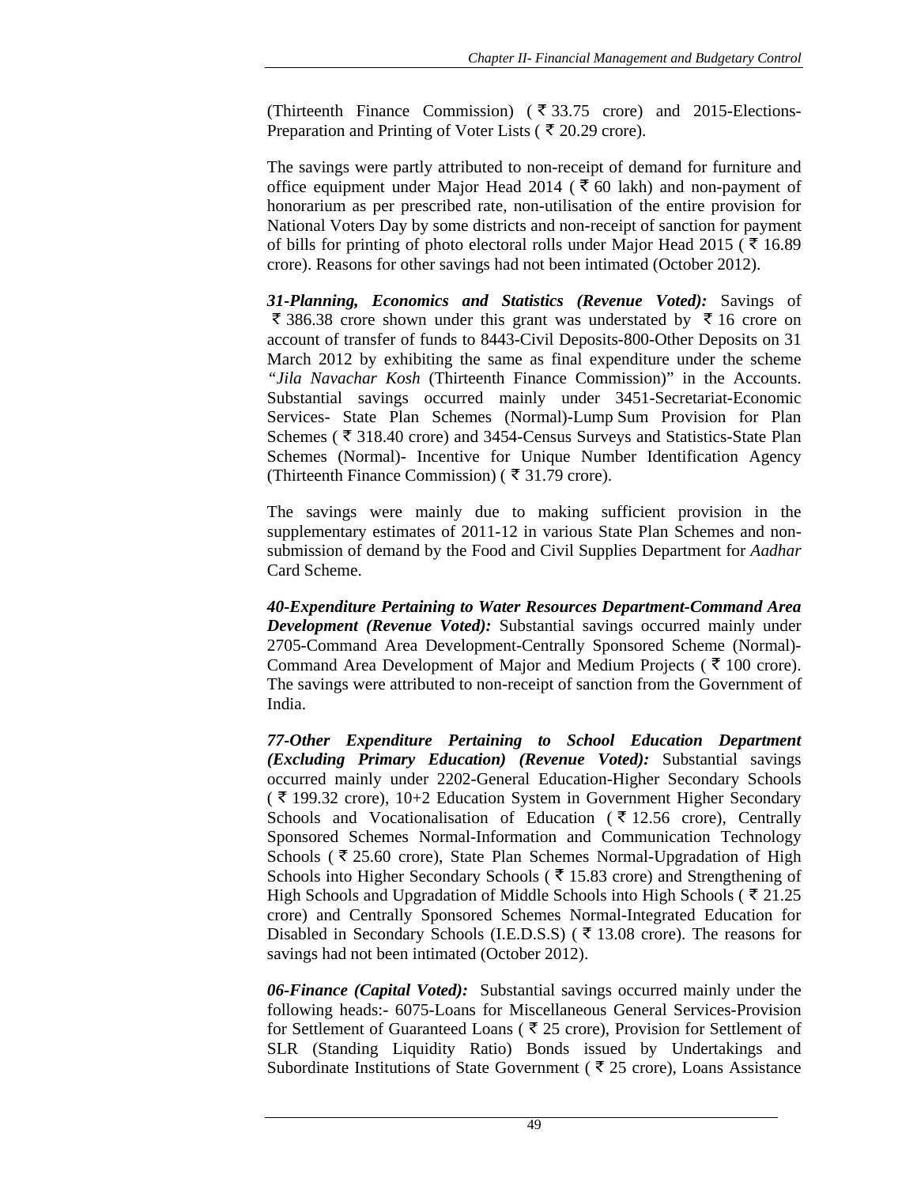(Thirteenth Finance Commission) ( ₹ 33.75 crore) and 2015-Elections-Preparation and Printing of Voter Lists ( ₹ 20.29 crore).

The savings were partly attributed to non-receipt of demand for furniture and office equipment under Major Head 2014 ( ₹ 60 lakh) and non-payment of honorarium as per prescribed rate, non-utilisation of the entire provision for National Voters Day by some districts and non-receipt of sanction for payment of bills for printing of photo electoral rolls under Major Head 2015 ( ₹ 16.89 crore). Reasons for other savings had not been intimated (October 2012).

***31-Planning, Economics and Statistics (Revenue Voted):*** Savings of ₹ 386.38 crore shown under this grant was understated by ₹ 16 crore on account of transfer of funds to 8443-Civil Deposits-800-Other Deposits on 31 March 2012 by exhibiting the same as final expenditure under the scheme *"Jila Navachar Kosh* (Thirteenth Finance Commission)" in the Accounts. Substantial savings occurred mainly under 3451-Secretariat-Economic Services- State Plan Schemes (Normal)-Lump Sum Provision for Plan Schemes ( ₹ 318.40 crore) and 3454-Census Surveys and Statistics-State Plan Schemes (Normal)- Incentive for Unique Number Identification Agency (Thirteenth Finance Commission) ( ₹ 31.79 crore).

The savings were mainly due to making sufficient provision in the supplementary estimates of 2011-12 in various State Plan Schemes and non-submission of demand by the Food and Civil Supplies Department for *Aadhar* Card Scheme.

***40-Expenditure Pertaining to Water Resources Department-Command Area Development (Revenue Voted):*** Substantial savings occurred mainly under 2705-Command Area Development-Centrally Sponsored Scheme (Normal)-Command Area Development of Major and Medium Projects ( ₹ 100 crore). The savings were attributed to non-receipt of sanction from the Government of India.

***77-Other Expenditure Pertaining to School Education Department (Excluding Primary Education) (Revenue Voted):*** Substantial savings occurred mainly under 2202-General Education-Higher Secondary Schools ( ₹ 199.32 crore), 10+2 Education System in Government Higher Secondary Schools and Vocationalisation of Education ( ₹ 12.56 crore), Centrally Sponsored Schemes Normal-Information and Communication Technology Schools ( ₹ 25.60 crore), State Plan Schemes Normal-Upgradation of High Schools into Higher Secondary Schools ( ₹ 15.83 crore) and Strengthening of High Schools and Upgradation of Middle Schools into High Schools ( ₹ 21.25 crore) and Centrally Sponsored Schemes Normal-Integrated Education for Disabled in Secondary Schools (I.E.D.S.S) ( ₹ 13.08 crore). The reasons for savings had not been intimated (October 2012).

***06-Finance (Capital Voted):*** Substantial savings occurred mainly under the following heads:- 6075-Loans for Miscellaneous General Services-Provision for Settlement of Guaranteed Loans ( ₹ 25 crore), Provision for Settlement of SLR (Standing Liquidity Ratio) Bonds issued by Undertakings and Subordinate Institutions of State Government ( ₹ 25 crore), Loans Assistance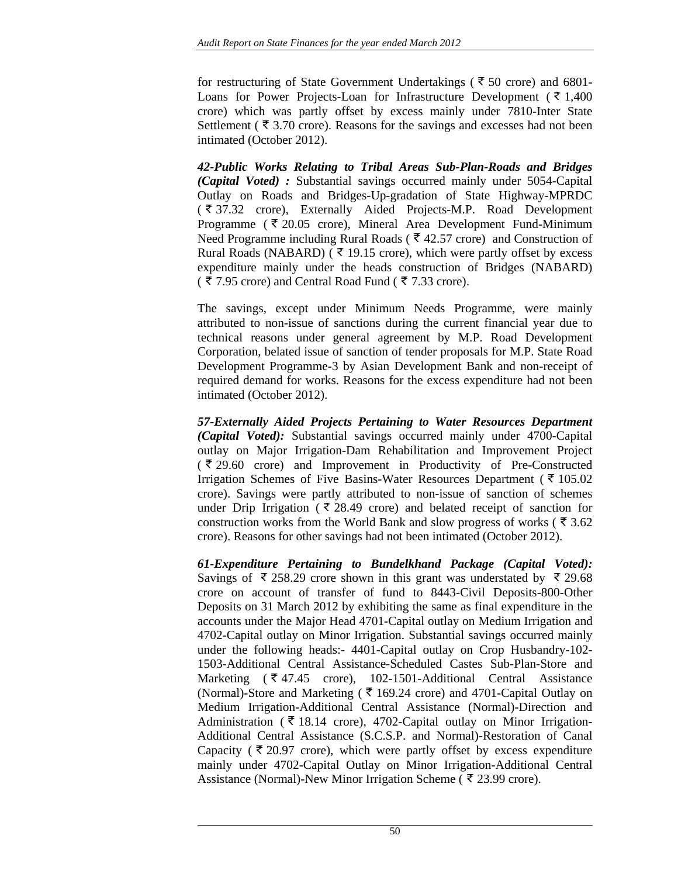for restructuring of State Government Undertakings ( ₹ 50 crore) and 6801-Loans for Power Projects-Loan for Infrastructure Development ( ₹ 1,400 crore) which was partly offset by excess mainly under 7810-Inter State Settlement ( ₹ 3.70 crore). Reasons for the savings and excesses had not been intimated (October 2012).

***42-Public Works Relating to Tribal Areas Sub-Plan-Roads and Bridges (Capital Voted) :*** Substantial savings occurred mainly under 5054-Capital Outlay on Roads and Bridges-Up-gradation of State Highway-MPRDC ( ₹ 37.32 crore), Externally Aided Projects-M.P. Road Development Programme ( ₹ 20.05 crore), Mineral Area Development Fund-Minimum Need Programme including Rural Roads ( ₹ 42.57 crore) and Construction of Rural Roads (NABARD) ( ₹ 19.15 crore), which were partly offset by excess expenditure mainly under the heads construction of Bridges (NABARD) ( ₹ 7.95 crore) and Central Road Fund ( ₹ 7.33 crore).

The savings, except under Minimum Needs Programme, were mainly attributed to non-issue of sanctions during the current financial year due to technical reasons under general agreement by M.P. Road Development Corporation, belated issue of sanction of tender proposals for M.P. State Road Development Programme-3 by Asian Development Bank and non-receipt of required demand for works. Reasons for the excess expenditure had not been intimated (October 2012).

***57-Externally Aided Projects Pertaining to Water Resources Department (Capital Voted):*** Substantial savings occurred mainly under 4700-Capital outlay on Major Irrigation-Dam Rehabilitation and Improvement Project ( ₹ 29.60 crore) and Improvement in Productivity of Pre-Constructed Irrigation Schemes of Five Basins-Water Resources Department ( ₹ 105.02 crore). Savings were partly attributed to non-issue of sanction of schemes under Drip Irrigation ( ₹ 28.49 crore) and belated receipt of sanction for construction works from the World Bank and slow progress of works ( ₹ 3.62 crore). Reasons for other savings had not been intimated (October 2012).

***61-Expenditure Pertaining to Bundelkhand Package (Capital Voted):*** Savings of ₹ 258.29 crore shown in this grant was understated by ₹ 29.68 crore on account of transfer of fund to 8443-Civil Deposits-800-Other Deposits on 31 March 2012 by exhibiting the same as final expenditure in the accounts under the Major Head 4701-Capital outlay on Medium Irrigation and 4702-Capital outlay on Minor Irrigation. Substantial savings occurred mainly under the following heads:- 4401-Capital outlay on Crop Husbandry-102-1503-Additional Central Assistance-Scheduled Castes Sub-Plan-Store and Marketing ( ₹ 47.45 crore), 102-1501-Additional Central Assistance (Normal)-Store and Marketing ( ₹ 169.24 crore) and 4701-Capital Outlay on Medium Irrigation-Additional Central Assistance (Normal)-Direction and Administration ( ₹ 18.14 crore), 4702-Capital outlay on Minor Irrigation-Additional Central Assistance (S.C.S.P. and Normal)-Restoration of Canal Capacity ( ₹ 20.97 crore), which were partly offset by excess expenditure mainly under 4702-Capital Outlay on Minor Irrigation-Additional Central Assistance (Normal)-New Minor Irrigation Scheme ( ₹ 23.99 crore).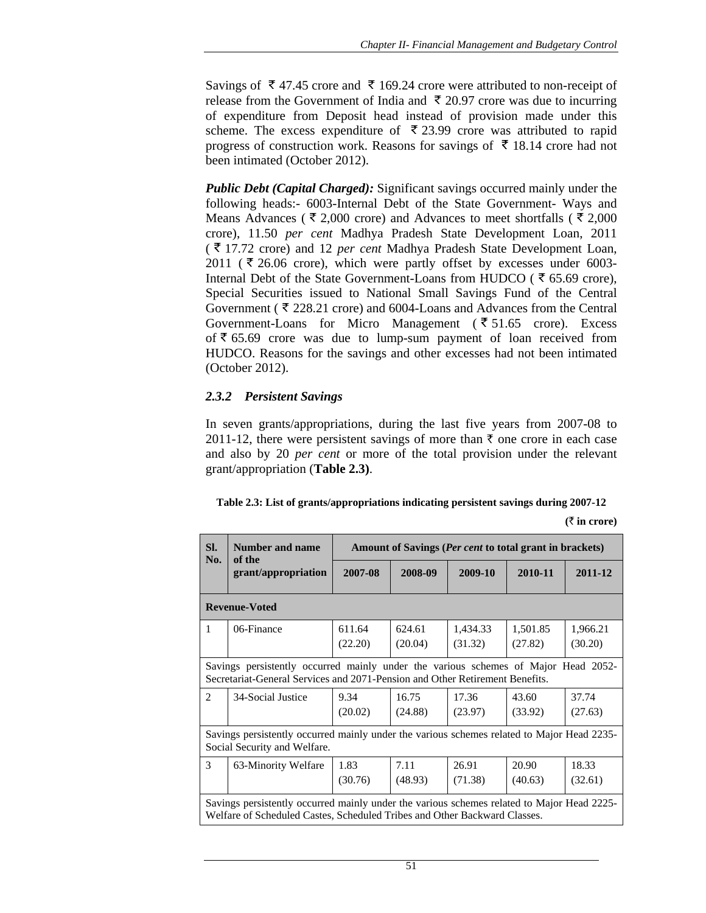Savings of ₹ 47.45 crore and ₹ 169.24 crore were attributed to non-receipt of release from the Government of India and ₹ 20.97 crore was due to incurring of expenditure from Deposit head instead of provision made under this scheme. The excess expenditure of ₹ 23.99 crore was attributed to rapid progress of construction work. Reasons for savings of ₹ 18.14 crore had not been intimated (October 2012).

***Public Debt (Capital Charged):*** Significant savings occurred mainly under the following heads:- 6003-Internal Debt of the State Government- Ways and Means Advances (₹ 2,000 crore) and Advances to meet shortfalls (₹ 2,000 crore), 11.50 *per cent* Madhya Pradesh State Development Loan, 2011 (₹ 17.72 crore) and 12 *per cent* Madhya Pradesh State Development Loan, 2011 (₹ 26.06 crore), which were partly offset by excesses under 6003-Internal Debt of the State Government-Loans from HUDCO (₹ 65.69 crore), Special Securities issued to National Small Savings Fund of the Central Government (₹ 228.21 crore) and 6004-Loans and Advances from the Central Government-Loans for Micro Management (₹ 51.65 crore). Excess of ₹ 65.69 crore was due to lump-sum payment of loan received from HUDCO. Reasons for the savings and other excesses had not been intimated (October 2012).

### *2.3.2 Persistent Savings*

In seven grants/appropriations, during the last five years from 2007-08 to 2011-12, there were persistent savings of more than ₹ one crore in each case and also by 20 *per cent* or more of the total provision under the relevant grant/appropriation (**Table 2.3)**.

**Table 2.3: List of grants/appropriations indicating persistent savings during 2007-12**

**(₹ in crore)**

| Sl. No. | Number and name of the grant/appropriation | Amount of Savings (*Per cent* to total grant in brackets) | | | | |
|---|---|---|---|---|---|---|
| | | 2007-08 | 2008-09 | 2009-10 | 2010-11 | 2011-12 |
| **Revenue-Voted** | | | | | | |
| 1 | 06-Finance | 611.64 (22.20) | 624.61 (20.04) | 1,434.33 (31.32) | 1,501.85 (27.82) | 1,966.21 (30.20) |
| Savings persistently occurred mainly under the various schemes of Major Head 2052-Secretariat-General Services and 2071-Pension and Other Retirement Benefits. | | | | | | |
| 2 | 34-Social Justice | 9.34 (20.02) | 16.75 (24.88) | 17.36 (23.97) | 43.60 (33.92) | 37.74 (27.63) |
| Savings persistently occurred mainly under the various schemes related to Major Head 2235-Social Security and Welfare. | | | | | | |
| 3 | 63-Minority Welfare | 1.83 (30.76) | 7.11 (48.93) | 26.91 (71.38) | 20.90 (40.63) | 18.33 (32.61) |
| Savings persistently occurred mainly under the various schemes related to Major Head 2225-Welfare of Scheduled Castes, Scheduled Tribes and Other Backward Classes. | | | | | | |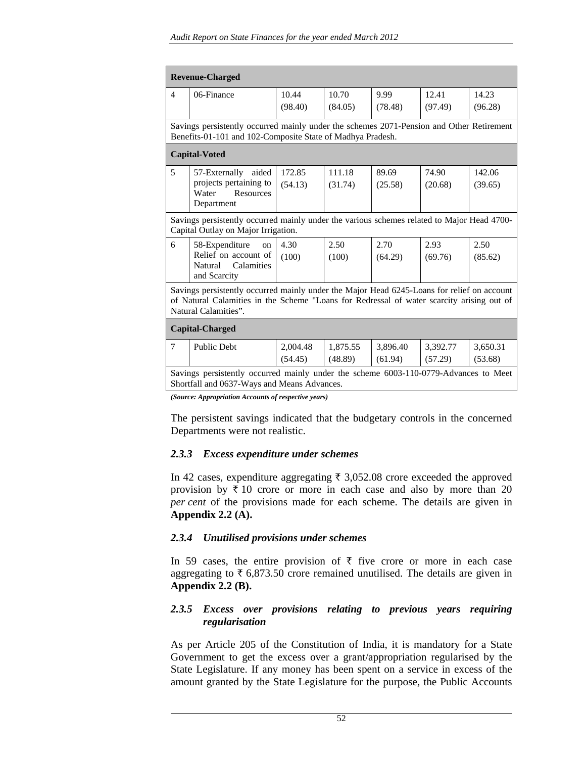| | | | | | | |
|---|---|---|---|---|---|---|
| **Revenue-Charged** | | | | | | |
| 4 | 06-Finance | 10.44 (98.40) | 10.70 (84.05) | 9.99 (78.48) | 12.41 (97.49) | 14.23 (96.28) |
| Savings persistently occurred mainly under the schemes 2071-Pension and Other Retirement Benefits-01-101 and 102-Composite State of Madhya Pradesh. | | | | | | |
| **Capital-Voted** | | | | | | |
| 5 | 57-Externally aided projects pertaining to Water Resources Department | 172.85 (54.13) | 111.18 (31.74) | 89.69 (25.58) | 74.90 (20.68) | 142.06 (39.65) |
| Savings persistently occurred mainly under the various schemes related to Major Head 4700-Capital Outlay on Major Irrigation. | | | | | | |
| 6 | 58-Expenditure on Relief on account of Natural Calamities and Scarcity | 4.30 (100) | 2.50 (100) | 2.70 (64.29) | 2.93 (69.76) | 2.50 (85.62) |
| Savings persistently occurred mainly under the Major Head 6245-Loans for relief on account of Natural Calamities in the Scheme "Loans for Redressal of water scarcity arising out of Natural Calamities". | | | | | | |
| **Capital-Charged** | | | | | | |
| 7 | Public Debt | 2,004.48 (54.45) | 1,875.55 (48.89) | 3,896.40 (61.94) | 3,392.77 (57.29) | 3,650.31 (53.68) |
| Savings persistently occurred mainly under the scheme 6003-110-0779-Advances to Meet Shortfall and 0637-Ways and Means Advances. | | | | | | |

***(Source: Appropriation Accounts of respective years)***

The persistent savings indicated that the budgetary controls in the concerned Departments were not realistic.

### *2.3.3 Excess expenditure under schemes*

In 42 cases, expenditure aggregating ₹ 3,052.08 crore exceeded the approved provision by ₹ 10 crore or more in each case and also by more than 20 *per cent* of the provisions made for each scheme. The details are given in **Appendix 2.2 (A).**

### *2.3.4 Unutilised provisions under schemes*

In 59 cases, the entire provision of ₹ five crore or more in each case aggregating to ₹ 6,873.50 crore remained unutilised. The details are given in **Appendix 2.2 (B).**

### *2.3.5 Excess over provisions relating to previous years requiring regularisation*

As per Article 205 of the Constitution of India, it is mandatory for a State Government to get the excess over a grant/appropriation regularised by the State Legislature. If any money has been spent on a service in excess of the amount granted by the State Legislature for the purpose, the Public Accounts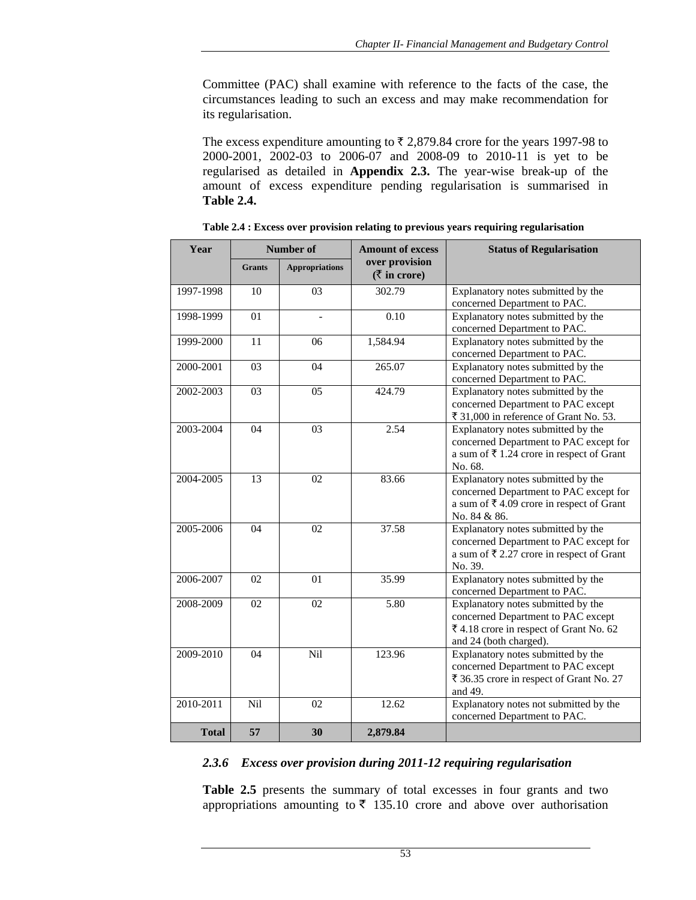Committee (PAC) shall examine with reference to the facts of the case, the circumstances leading to such an excess and may make recommendation for its regularisation.

The excess expenditure amounting to ₹ 2,879.84 crore for the years 1997-98 to 2000-2001, 2002-03 to 2006-07 and 2008-09 to 2010-11 is yet to be regularised as detailed in **Appendix 2.3.** The year-wise break-up of the amount of excess expenditure pending regularisation is summarised in **Table 2.4.**

**Table 2.4 : Excess over provision relating to previous years requiring regularisation**

| Year | Number of | | Amount of excess over provision (₹ in crore) | Status of Regularisation |
|---|---|---|---|---|
| | Grants | Appropriations | | |
| 1997-1998 | 10 | 03 | 302.79 | Explanatory notes submitted by the concerned Department to PAC. |
| 1998-1999 | 01 | - | 0.10 | Explanatory notes submitted by the concerned Department to PAC. |
| 1999-2000 | 11 | 06 | 1,584.94 | Explanatory notes submitted by the concerned Department to PAC. |
| 2000-2001 | 03 | 04 | 265.07 | Explanatory notes submitted by the concerned Department to PAC. |
| 2002-2003 | 03 | 05 | 424.79 | Explanatory notes submitted by the concerned Department to PAC except ₹ 31,000 in reference of Grant No. 53. |
| 2003-2004 | 04 | 03 | 2.54 | Explanatory notes submitted by the concerned Department to PAC except for a sum of ₹ 1.24 crore in respect of Grant No. 68. |
| 2004-2005 | 13 | 02 | 83.66 | Explanatory notes submitted by the concerned Department to PAC except for a sum of ₹ 4.09 crore in respect of Grant No. 84 & 86. |
| 2005-2006 | 04 | 02 | 37.58 | Explanatory notes submitted by the concerned Department to PAC except for a sum of ₹ 2.27 crore in respect of Grant No. 39. |
| 2006-2007 | 02 | 01 | 35.99 | Explanatory notes submitted by the concerned Department to PAC. |
| 2008-2009 | 02 | 02 | 5.80 | Explanatory notes submitted by the concerned Department to PAC except ₹ 4.18 crore in respect of Grant No. 62 and 24 (both charged). |
| 2009-2010 | 04 | Nil | 123.96 | Explanatory notes submitted by the concerned Department to PAC except ₹ 36.35 crore in respect of Grant No. 27 and 49. |
| 2010-2011 | Nil | 02 | 12.62 | Explanatory notes not submitted by the concerned Department to PAC. |
| **Total** | **57** | **30** | **2,879.84** | |

### *2.3.6 Excess over provision during 2011-12 requiring regularisation*

**Table 2.5** presents the summary of total excesses in four grants and two appropriations amounting to ₹ 135.10 crore and above over authorisation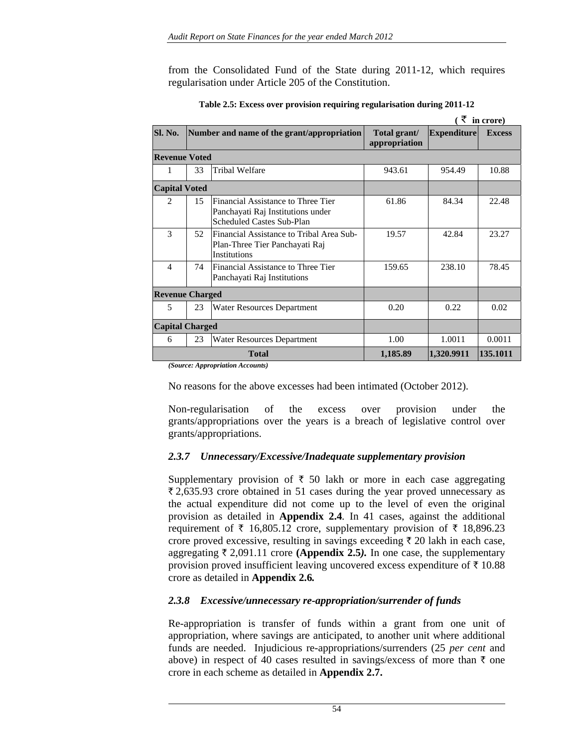from the Consolidated Fund of the State during 2011-12, which requires regularisation under Article 205 of the Constitution.

**Table 2.5: Excess over provision requiring regularisation during 2011-12**

(₹ in crore)

| Sl. No. | Number and name of the grant/appropriation | | Total grant/ appropriation | Expenditure | Excess |
|---|---|---|---|---|---|
| **Revenue Voted** | | | | | |
| 1 | 33 | Tribal Welfare | 943.61 | 954.49 | 10.88 |
| **Capital Voted** | | | | | |
| 2 | 15 | Financial Assistance to Three Tier Panchayati Raj Institutions under Scheduled Castes Sub-Plan | 61.86 | 84.34 | 22.48 |
| 3 | 52 | Financial Assistance to Tribal Area Sub-Plan-Three Tier Panchayati Raj Institutions | 19.57 | 42.84 | 23.27 |
| 4 | 74 | Financial Assistance to Three Tier Panchayati Raj Institutions | 159.65 | 238.10 | 78.45 |
| **Revenue Charged** | | | | | |
| 5 | 23 | Water Resources Department | 0.20 | 0.22 | 0.02 |
| **Capital Charged** | | | | | |
| 6 | 23 | Water Resources Department | 1.00 | 1.0011 | 0.0011 |
| **Total** | | | **1,185.89** | **1,320.9911** | **135.1011** |

*(Source: Appropriation Accounts)*

No reasons for the above excesses had been intimated (October 2012).

Non-regularisation of the excess over provision under the grants/appropriations over the years is a breach of legislative control over grants/appropriations.

### *2.3.7 Unnecessary/Excessive/Inadequate supplementary provision*

Supplementary provision of ₹ 50 lakh or more in each case aggregating ₹ 2,635.93 crore obtained in 51 cases during the year proved unnecessary as the actual expenditure did not come up to the level of even the original provision as detailed in **Appendix 2.4**. In 41 cases, against the additional requirement of ₹ 16,805.12 crore, supplementary provision of ₹ 18,896.23 crore proved excessive, resulting in savings exceeding ₹ 20 lakh in each case, aggregating ₹ 2,091.11 crore **(Appendix 2.5*).*** In one case, the supplementary provision proved insufficient leaving uncovered excess expenditure of ₹ 10.88 crore as detailed in **Appendix 2.6*.***

### *2.3.8 Excessive/unnecessary re-appropriation/surrender of funds*

Re-appropriation is transfer of funds within a grant from one unit of appropriation, where savings are anticipated, to another unit where additional funds are needed. Injudicious re-appropriations/surrenders (25 *per cent* and above) in respect of 40 cases resulted in savings/excess of more than ₹ one crore in each scheme as detailed in **Appendix 2.7.**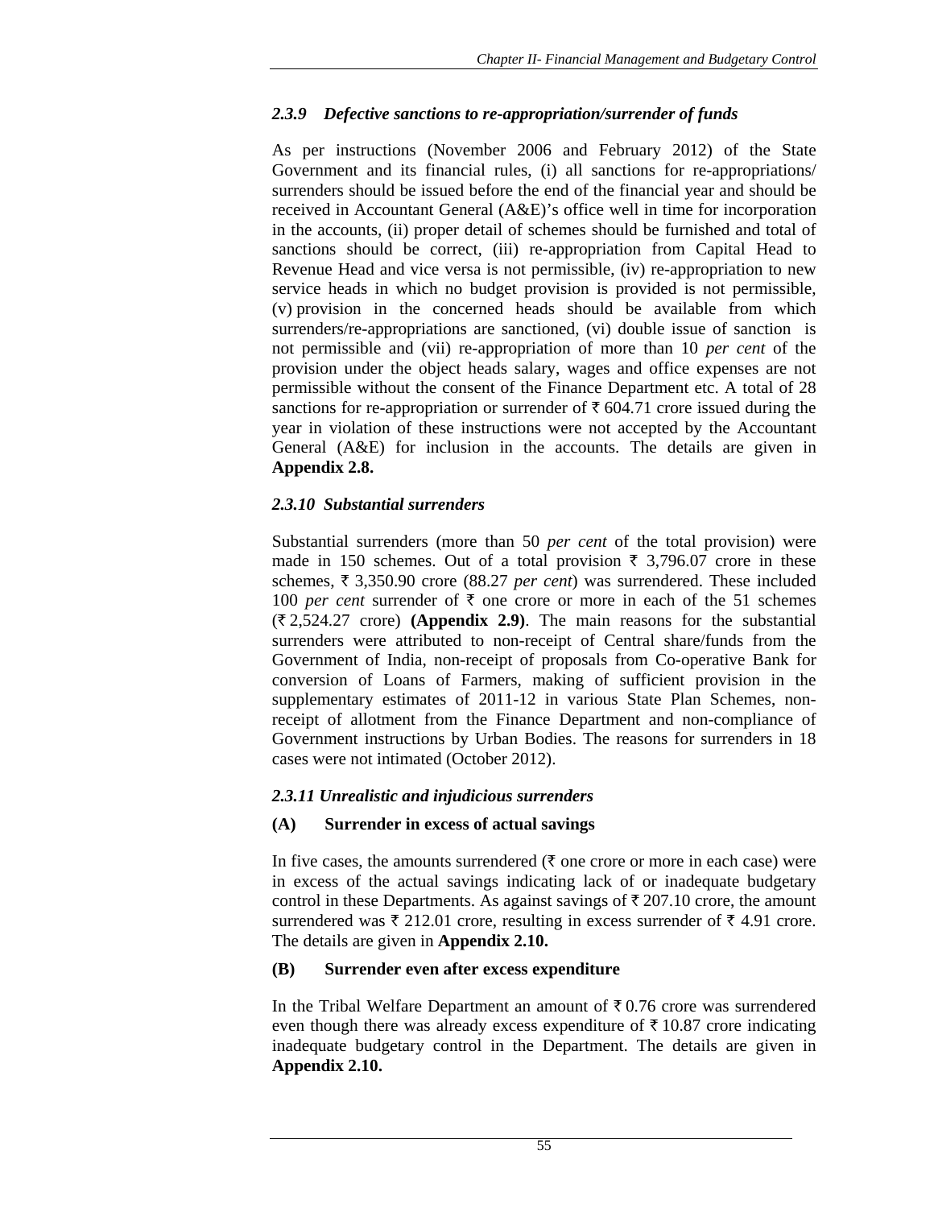### *2.3.9 Defective sanctions to re-appropriation/surrender of funds*

As per instructions (November 2006 and February 2012) of the State Government and its financial rules, (i) all sanctions for re-appropriations/ surrenders should be issued before the end of the financial year and should be received in Accountant General (A&E)'s office well in time for incorporation in the accounts, (ii) proper detail of schemes should be furnished and total of sanctions should be correct, (iii) re-appropriation from Capital Head to Revenue Head and vice versa is not permissible, (iv) re-appropriation to new service heads in which no budget provision is provided is not permissible, (v) provision in the concerned heads should be available from which surrenders/re-appropriations are sanctioned, (vi) double issue of sanction is not permissible and (vii) re-appropriation of more than 10 *per cent* of the provision under the object heads salary, wages and office expenses are not permissible without the consent of the Finance Department etc. A total of 28 sanctions for re-appropriation or surrender of ₹ 604.71 crore issued during the year in violation of these instructions were not accepted by the Accountant General (A&E) for inclusion in the accounts. The details are given in **Appendix 2.8.**

### *2.3.10 Substantial surrenders*

Substantial surrenders (more than 50 *per cent* of the total provision) were made in 150 schemes. Out of a total provision ₹ 3,796.07 crore in these schemes, ₹ 3,350.90 crore (88.27 *per cent*) was surrendered. These included 100 *per cent* surrender of ₹ one crore or more in each of the 51 schemes (₹ 2,524.27 crore) **(Appendix 2.9)**. The main reasons for the substantial surrenders were attributed to non-receipt of Central share/funds from the Government of India, non-receipt of proposals from Co-operative Bank for conversion of Loans of Farmers, making of sufficient provision in the supplementary estimates of 2011-12 in various State Plan Schemes, non-receipt of allotment from the Finance Department and non-compliance of Government instructions by Urban Bodies. The reasons for surrenders in 18 cases were not intimated (October 2012).

### *2.3.11 Unrealistic and injudicious surrenders*

#### (A) Surrender in excess of actual savings

In five cases, the amounts surrendered (₹ one crore or more in each case) were in excess of the actual savings indicating lack of or inadequate budgetary control in these Departments. As against savings of ₹ 207.10 crore, the amount surrendered was ₹ 212.01 crore, resulting in excess surrender of ₹ 4.91 crore. The details are given in **Appendix 2.10.**

#### (B) Surrender even after excess expenditure

In the Tribal Welfare Department an amount of ₹ 0.76 crore was surrendered even though there was already excess expenditure of ₹ 10.87 crore indicating inadequate budgetary control in the Department. The details are given in **Appendix 2.10.**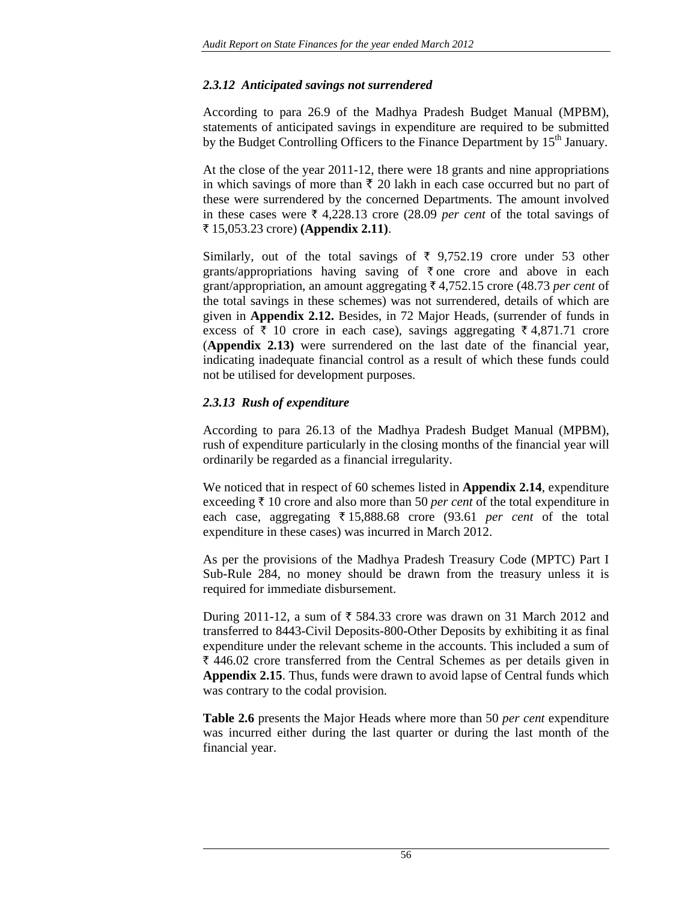### *2.3.12 Anticipated savings not surrendered*

According to para 26.9 of the Madhya Pradesh Budget Manual (MPBM), statements of anticipated savings in expenditure are required to be submitted by the Budget Controlling Officers to the Finance Department by 15th January.

At the close of the year 2011-12, there were 18 grants and nine appropriations in which savings of more than ₹ 20 lakh in each case occurred but no part of these were surrendered by the concerned Departments. The amount involved in these cases were ₹ 4,228.13 crore (28.09 *per cent* of the total savings of ₹ 15,053.23 crore) **(Appendix 2.11)**.

Similarly, out of the total savings of ₹ 9,752.19 crore under 53 other grants/appropriations having saving of ₹ one crore and above in each grant/appropriation, an amount aggregating ₹ 4,752.15 crore (48.73 *per cent* of the total savings in these schemes) was not surrendered, details of which are given in **Appendix 2.12.** Besides, in 72 Major Heads, (surrender of funds in excess of ₹ 10 crore in each case), savings aggregating ₹ 4,871.71 crore (**Appendix 2.13)** were surrendered on the last date of the financial year, indicating inadequate financial control as a result of which these funds could not be utilised for development purposes.

### *2.3.13 Rush of expenditure*

According to para 26.13 of the Madhya Pradesh Budget Manual (MPBM), rush of expenditure particularly in the closing months of the financial year will ordinarily be regarded as a financial irregularity.

We noticed that in respect of 60 schemes listed in **Appendix 2.14**, expenditure exceeding ₹ 10 crore and also more than 50 *per cent* of the total expenditure in each case, aggregating ₹ 15,888.68 crore (93.61 *per cent* of the total expenditure in these cases) was incurred in March 2012.

As per the provisions of the Madhya Pradesh Treasury Code (MPTC) Part I Sub-Rule 284, no money should be drawn from the treasury unless it is required for immediate disbursement.

During 2011-12, a sum of ₹ 584.33 crore was drawn on 31 March 2012 and transferred to 8443-Civil Deposits-800-Other Deposits by exhibiting it as final expenditure under the relevant scheme in the accounts. This included a sum of ₹ 446.02 crore transferred from the Central Schemes as per details given in **Appendix 2.15**. Thus, funds were drawn to avoid lapse of Central funds which was contrary to the codal provision.

**Table 2.6** presents the Major Heads where more than 50 *per cent* expenditure was incurred either during the last quarter or during the last month of the financial year.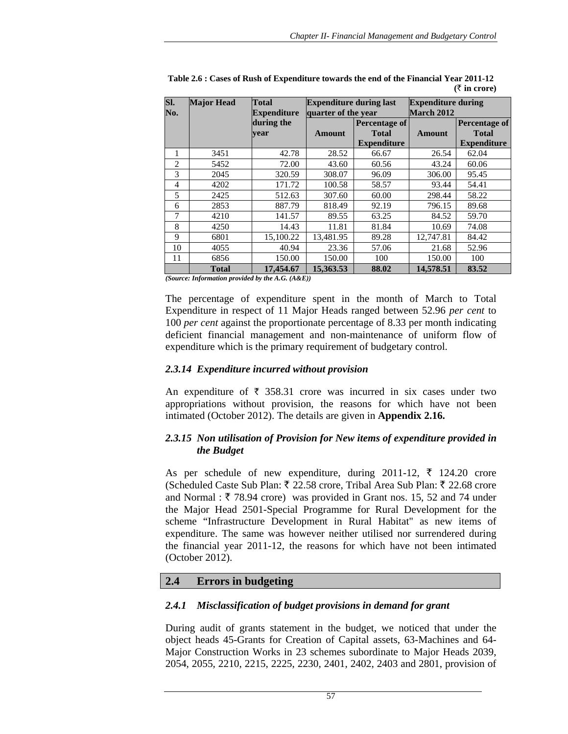**Table 2.6 : Cases of Rush of Expenditure towards the end of the Financial Year 2011-12**

**(₹ in crore)**

| Sl. No. | Major Head | Total Expenditure during the year | Expenditure during last quarter of the year | | Expenditure during March 2012 | |
|---|---|---|---|---|---|---|
| | | | Amount | Percentage of Total Expenditure | Amount | Percentage of Total Expenditure |
| 1 | 3451 | 42.78 | 28.52 | 66.67 | 26.54 | 62.04 |
| 2 | 5452 | 72.00 | 43.60 | 60.56 | 43.24 | 60.06 |
| 3 | 2045 | 320.59 | 308.07 | 96.09 | 306.00 | 95.45 |
| 4 | 4202 | 171.72 | 100.58 | 58.57 | 93.44 | 54.41 |
| 5 | 2425 | 512.63 | 307.60 | 60.00 | 298.44 | 58.22 |
| 6 | 2853 | 887.79 | 818.49 | 92.19 | 796.15 | 89.68 |
| 7 | 4210 | 141.57 | 89.55 | 63.25 | 84.52 | 59.70 |
| 8 | 4250 | 14.43 | 11.81 | 81.84 | 10.69 | 74.08 |
| 9 | 6801 | 15,100.22 | 13,481.95 | 89.28 | 12,747.81 | 84.42 |
| 10 | 4055 | 40.94 | 23.36 | 57.06 | 21.68 | 52.96 |
| 11 | 6856 | 150.00 | 150.00 | 100 | 150.00 | 100 |
| | **Total** | **17,454.67** | **15,363.53** | **88.02** | **14,578.51** | **83.52** |

*(Source: Information provided by the A.G. (A&E))*

The percentage of expenditure spent in the month of March to Total Expenditure in respect of 11 Major Heads ranged between 52.96 *per cent* to 100 *per cent* against the proportionate percentage of 8.33 per month indicating deficient financial management and non-maintenance of uniform flow of expenditure which is the primary requirement of budgetary control.

### *2.3.14 Expenditure incurred without provision*

An expenditure of ₹ 358.31 crore was incurred in six cases under two appropriations without provision, the reasons for which have not been intimated (October 2012). The details are given in **Appendix 2.16.**

### *2.3.15 Non utilisation of Provision for New items of expenditure provided in the Budget*

As per schedule of new expenditure, during 2011-12, ₹ 124.20 crore (Scheduled Caste Sub Plan: ₹ 22.58 crore, Tribal Area Sub Plan: ₹ 22.68 crore and Normal : ₹ 78.94 crore) was provided in Grant nos. 15, 52 and 74 under the Major Head 2501-Special Programme for Rural Development for the scheme "Infrastructure Development in Rural Habitat" as new items of expenditure. The same was however neither utilised nor surrendered during the financial year 2011-12, the reasons for which have not been intimated (October 2012).

## 2.4 Errors in budgeting

### *2.4.1 Misclassification of budget provisions in demand for grant*

During audit of grants statement in the budget, we noticed that under the object heads 45-Grants for Creation of Capital assets, 63-Machines and 64-Major Construction Works in 23 schemes subordinate to Major Heads 2039, 2054, 2055, 2210, 2215, 2225, 2230, 2401, 2402, 2403 and 2801, provision of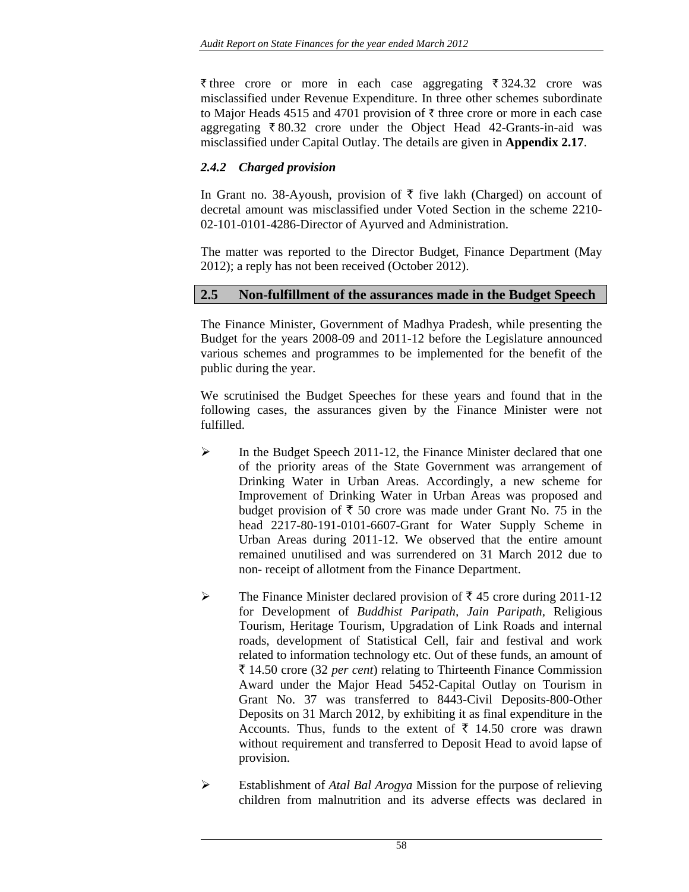₹ three crore or more in each case aggregating ₹ 324.32 crore was misclassified under Revenue Expenditure. In three other schemes subordinate to Major Heads 4515 and 4701 provision of ₹ three crore or more in each case aggregating ₹ 80.32 crore under the Object Head 42-Grants-in-aid was misclassified under Capital Outlay. The details are given in **Appendix 2.17**.

### *2.4.2 Charged provision*

In Grant no. 38-Ayoush, provision of ₹ five lakh (Charged) on account of decretal amount was misclassified under Voted Section in the scheme 2210-02-101-0101-4286-Director of Ayurved and Administration.

The matter was reported to the Director Budget, Finance Department (May 2012); a reply has not been received (October 2012).

## 2.5 Non-fulfillment of the assurances made in the Budget Speech

The Finance Minister, Government of Madhya Pradesh, while presenting the Budget for the years 2008-09 and 2011-12 before the Legislature announced various schemes and programmes to be implemented for the benefit of the public during the year.

We scrutinised the Budget Speeches for these years and found that in the following cases, the assurances given by the Finance Minister were not fulfilled.

- In the Budget Speech 2011-12, the Finance Minister declared that one of the priority areas of the State Government was arrangement of Drinking Water in Urban Areas. Accordingly, a new scheme for Improvement of Drinking Water in Urban Areas was proposed and budget provision of ₹ 50 crore was made under Grant No. 75 in the head 2217-80-191-0101-6607-Grant for Water Supply Scheme in Urban Areas during 2011-12. We observed that the entire amount remained unutilised and was surrendered on 31 March 2012 due to non- receipt of allotment from the Finance Department.

- The Finance Minister declared provision of ₹ 45 crore during 2011-12 for Development of *Buddhist Paripath*, *Jain Paripath*, Religious Tourism, Heritage Tourism, Upgradation of Link Roads and internal roads, development of Statistical Cell, fair and festival and work related to information technology etc. Out of these funds, an amount of ₹ 14.50 crore (32 *per cent*) relating to Thirteenth Finance Commission Award under the Major Head 5452-Capital Outlay on Tourism in Grant No. 37 was transferred to 8443-Civil Deposits-800-Other Deposits on 31 March 2012, by exhibiting it as final expenditure in the Accounts. Thus, funds to the extent of ₹ 14.50 crore was drawn without requirement and transferred to Deposit Head to avoid lapse of provision.

- Establishment of *Atal Bal Arogya* Mission for the purpose of relieving children from malnutrition and its adverse effects was declared in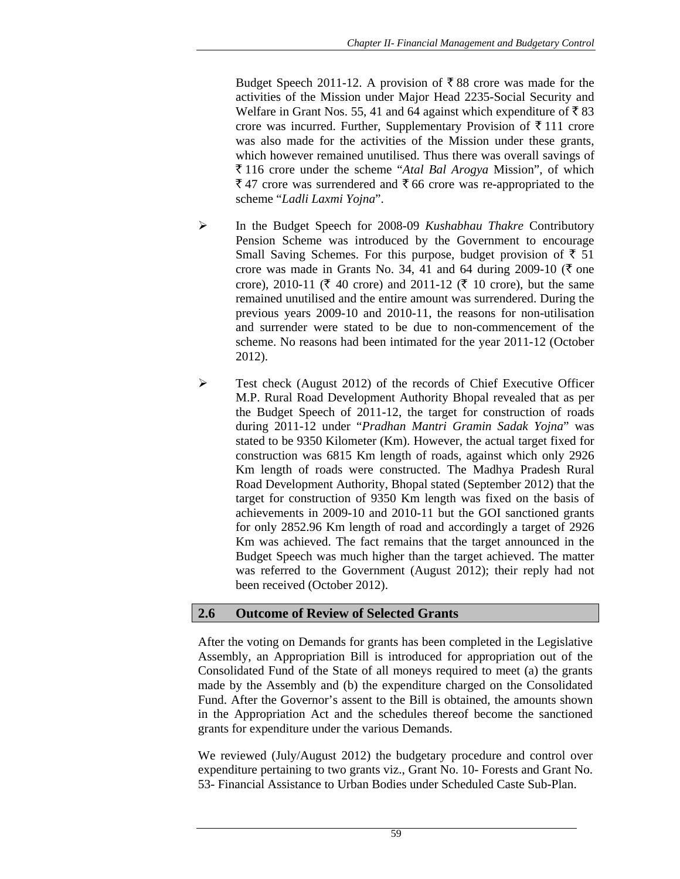Budget Speech 2011-12. A provision of ₹ 88 crore was made for the activities of the Mission under Major Head 2235-Social Security and Welfare in Grant Nos. 55, 41 and 64 against which expenditure of ₹ 83 crore was incurred. Further, Supplementary Provision of ₹ 111 crore was also made for the activities of the Mission under these grants, which however remained unutilised. Thus there was overall savings of ₹ 116 crore under the scheme "*Atal Bal Arogya* Mission", of which ₹ 47 crore was surrendered and ₹ 66 crore was re-appropriated to the scheme "*Ladli Laxmi Yojna*".

- In the Budget Speech for 2008-09 *Kushabhau Thakre* Contributory Pension Scheme was introduced by the Government to encourage Small Saving Schemes. For this purpose, budget provision of ₹ 51 crore was made in Grants No. 34, 41 and 64 during 2009-10 (₹ one crore), 2010-11 (₹ 40 crore) and 2011-12 (₹ 10 crore), but the same remained unutilised and the entire amount was surrendered. During the previous years 2009-10 and 2010-11, the reasons for non-utilisation and surrender were stated to be due to non-commencement of the scheme. No reasons had been intimated for the year 2011-12 (October 2012).

- Test check (August 2012) of the records of Chief Executive Officer M.P. Rural Road Development Authority Bhopal revealed that as per the Budget Speech of 2011-12, the target for construction of roads during 2011-12 under "*Pradhan Mantri Gramin Sadak Yojna*" was stated to be 9350 Kilometer (Km). However, the actual target fixed for construction was 6815 Km length of roads, against which only 2926 Km length of roads were constructed. The Madhya Pradesh Rural Road Development Authority, Bhopal stated (September 2012) that the target for construction of 9350 Km length was fixed on the basis of achievements in 2009-10 and 2010-11 but the GOI sanctioned grants for only 2852.96 Km length of road and accordingly a target of 2926 Km was achieved. The fact remains that the target announced in the Budget Speech was much higher than the target achieved. The matter was referred to the Government (August 2012); their reply had not been received (October 2012).

## 2.6 Outcome of Review of Selected Grants

After the voting on Demands for grants has been completed in the Legislative Assembly, an Appropriation Bill is introduced for appropriation out of the Consolidated Fund of the State of all moneys required to meet (a) the grants made by the Assembly and (b) the expenditure charged on the Consolidated Fund. After the Governor's assent to the Bill is obtained, the amounts shown in the Appropriation Act and the schedules thereof become the sanctioned grants for expenditure under the various Demands.

We reviewed (July/August 2012) the budgetary procedure and control over expenditure pertaining to two grants viz., Grant No. 10- Forests and Grant No. 53- Financial Assistance to Urban Bodies under Scheduled Caste Sub-Plan.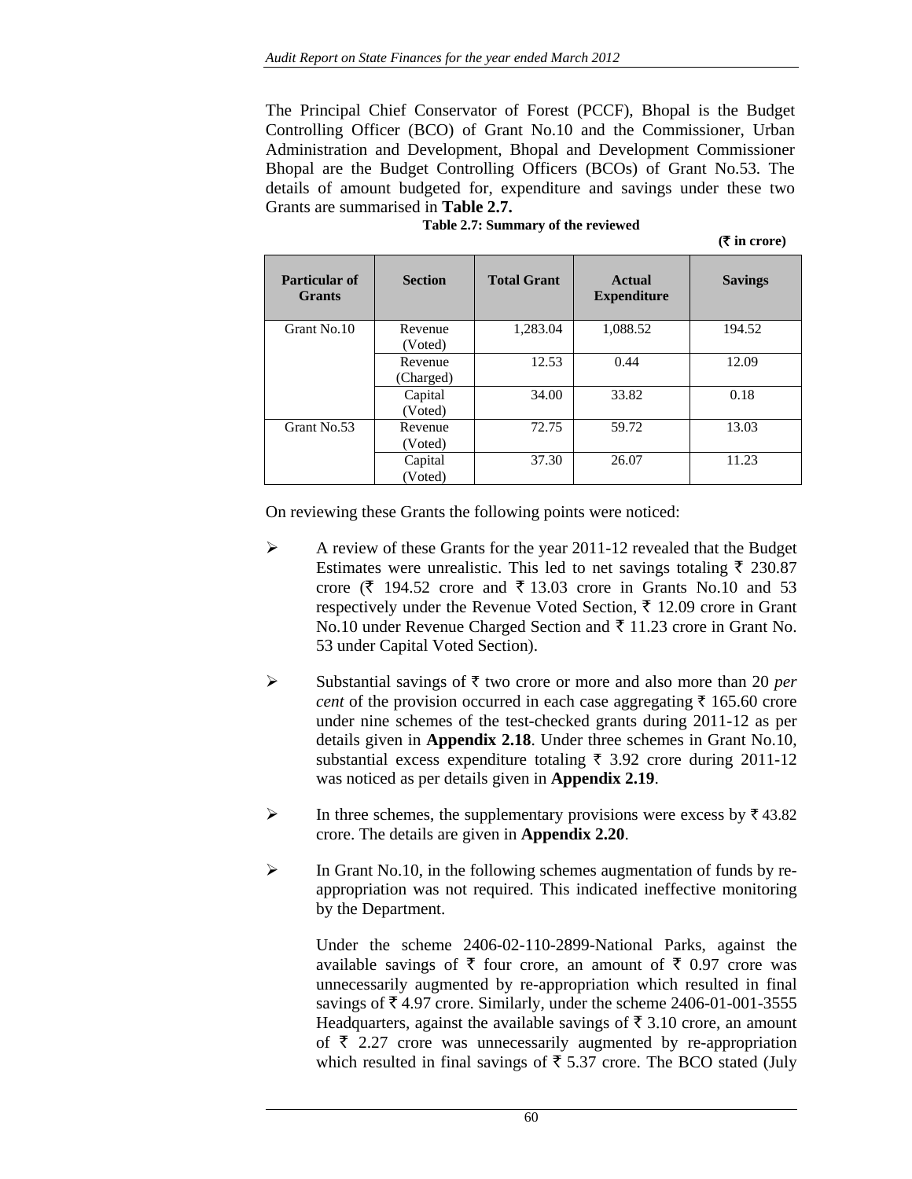The Principal Chief Conservator of Forest (PCCF), Bhopal is the Budget Controlling Officer (BCO) of Grant No.10 and the Commissioner, Urban Administration and Development, Bhopal and Development Commissioner Bhopal are the Budget Controlling Officers (BCOs) of Grant No.53. The details of amount budgeted for, expenditure and savings under these two Grants are summarised in **Table 2.7.**

**Table 2.7: Summary of the reviewed**

**(₹ in crore)**

| Particular of Grants | Section | Total Grant | Actual Expenditure | Savings |
|---|---|---|---|---|
| Grant No.10 | Revenue (Voted) | 1,283.04 | 1,088.52 | 194.52 |
| | Revenue (Charged) | 12.53 | 0.44 | 12.09 |
| | Capital (Voted) | 34.00 | 33.82 | 0.18 |
| Grant No.53 | Revenue (Voted) | 72.75 | 59.72 | 13.03 |
| | Capital (Voted) | 37.30 | 26.07 | 11.23 |

On reviewing these Grants the following points were noticed:

- A review of these Grants for the year 2011-12 revealed that the Budget Estimates were unrealistic. This led to net savings totaling ₹ 230.87 crore (₹ 194.52 crore and ₹ 13.03 crore in Grants No.10 and 53 respectively under the Revenue Voted Section, ₹ 12.09 crore in Grant No.10 under Revenue Charged Section and ₹ 11.23 crore in Grant No. 53 under Capital Voted Section).

- Substantial savings of ₹ two crore or more and also more than 20 *per cent* of the provision occurred in each case aggregating ₹ 165.60 crore under nine schemes of the test-checked grants during 2011-12 as per details given in **Appendix 2.18**. Under three schemes in Grant No.10, substantial excess expenditure totaling ₹ 3.92 crore during 2011-12 was noticed as per details given in **Appendix 2.19**.

- In three schemes, the supplementary provisions were excess by ₹ 43.82 crore. The details are given in **Appendix 2.20**.

- In Grant No.10, in the following schemes augmentation of funds by re-appropriation was not required. This indicated ineffective monitoring by the Department.

  Under the scheme 2406-02-110-2899-National Parks, against the available savings of ₹ four crore, an amount of ₹ 0.97 crore was unnecessarily augmented by re-appropriation which resulted in final savings of ₹ 4.97 crore. Similarly, under the scheme 2406-01-001-3555 Headquarters, against the available savings of ₹ 3.10 crore, an amount of ₹ 2.27 crore was unnecessarily augmented by re-appropriation which resulted in final savings of ₹ 5.37 crore. The BCO stated (July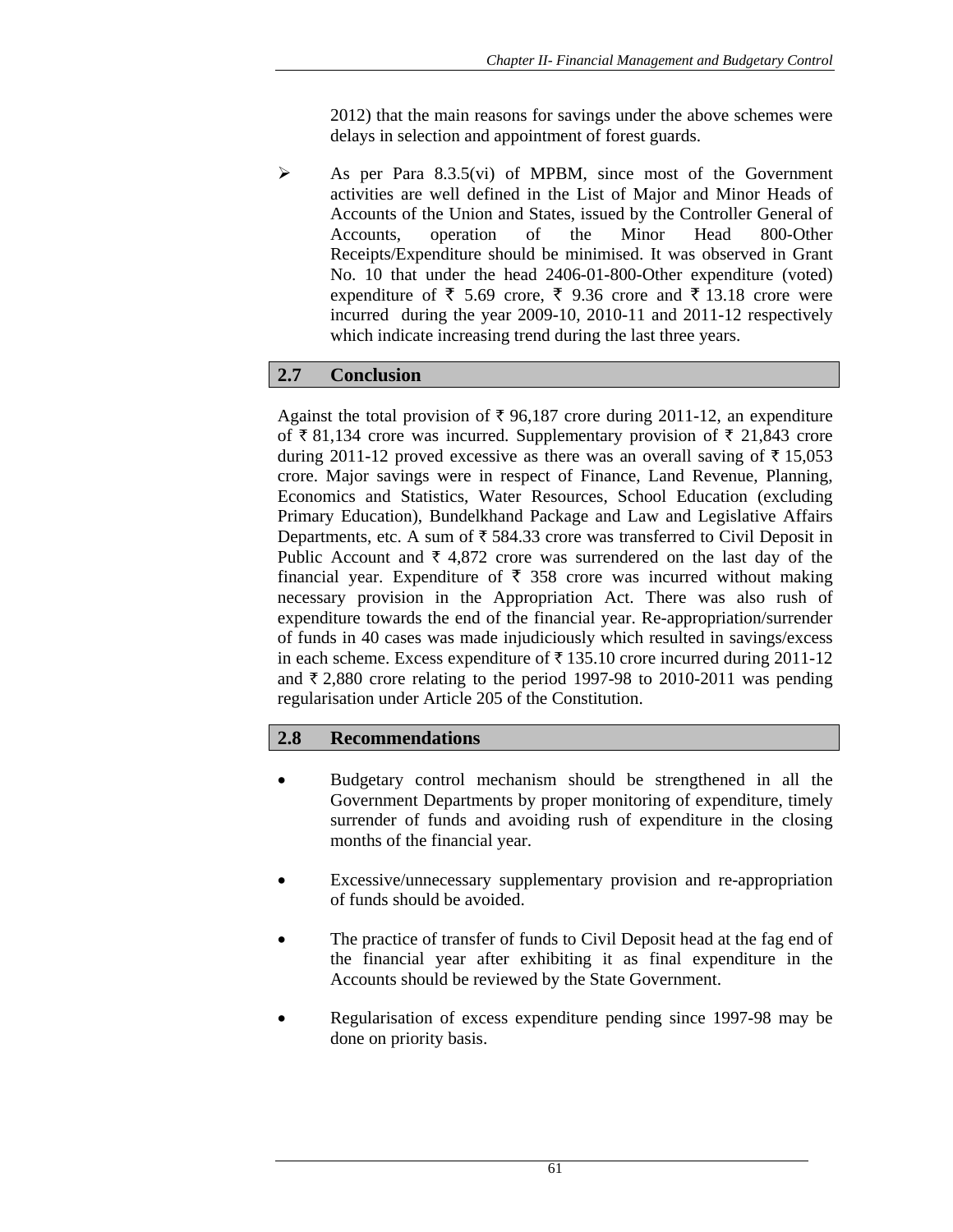2012) that the main reasons for savings under the above schemes were delays in selection and appointment of forest guards.

- As per Para 8.3.5(vi) of MPBM, since most of the Government activities are well defined in the List of Major and Minor Heads of Accounts of the Union and States, issued by the Controller General of Accounts, operation of the Minor Head 800-Other Receipts/Expenditure should be minimised. It was observed in Grant No. 10 that under the head 2406-01-800-Other expenditure (voted) expenditure of ₹ 5.69 crore, ₹ 9.36 crore and ₹ 13.18 crore were incurred during the year 2009-10, 2010-11 and 2011-12 respectively which indicate increasing trend during the last three years.

## 2.7 Conclusion

Against the total provision of ₹ 96,187 crore during 2011-12, an expenditure of ₹ 81,134 crore was incurred. Supplementary provision of ₹ 21,843 crore during 2011-12 proved excessive as there was an overall saving of ₹ 15,053 crore. Major savings were in respect of Finance, Land Revenue, Planning, Economics and Statistics, Water Resources, School Education (excluding Primary Education), Bundelkhand Package and Law and Legislative Affairs Departments, etc. A sum of ₹ 584.33 crore was transferred to Civil Deposit in Public Account and ₹ 4,872 crore was surrendered on the last day of the financial year. Expenditure of ₹ 358 crore was incurred without making necessary provision in the Appropriation Act. There was also rush of expenditure towards the end of the financial year. Re-appropriation/surrender of funds in 40 cases was made injudiciously which resulted in savings/excess in each scheme. Excess expenditure of ₹ 135.10 crore incurred during 2011-12 and ₹ 2,880 crore relating to the period 1997-98 to 2010-2011 was pending regularisation under Article 205 of the Constitution.

## 2.8 Recommendations

- Budgetary control mechanism should be strengthened in all the Government Departments by proper monitoring of expenditure, timely surrender of funds and avoiding rush of expenditure in the closing months of the financial year.

- Excessive/unnecessary supplementary provision and re-appropriation of funds should be avoided.

- The practice of transfer of funds to Civil Deposit head at the fag end of the financial year after exhibiting it as final expenditure in the Accounts should be reviewed by the State Government.

- Regularisation of excess expenditure pending since 1997-98 may be done on priority basis.